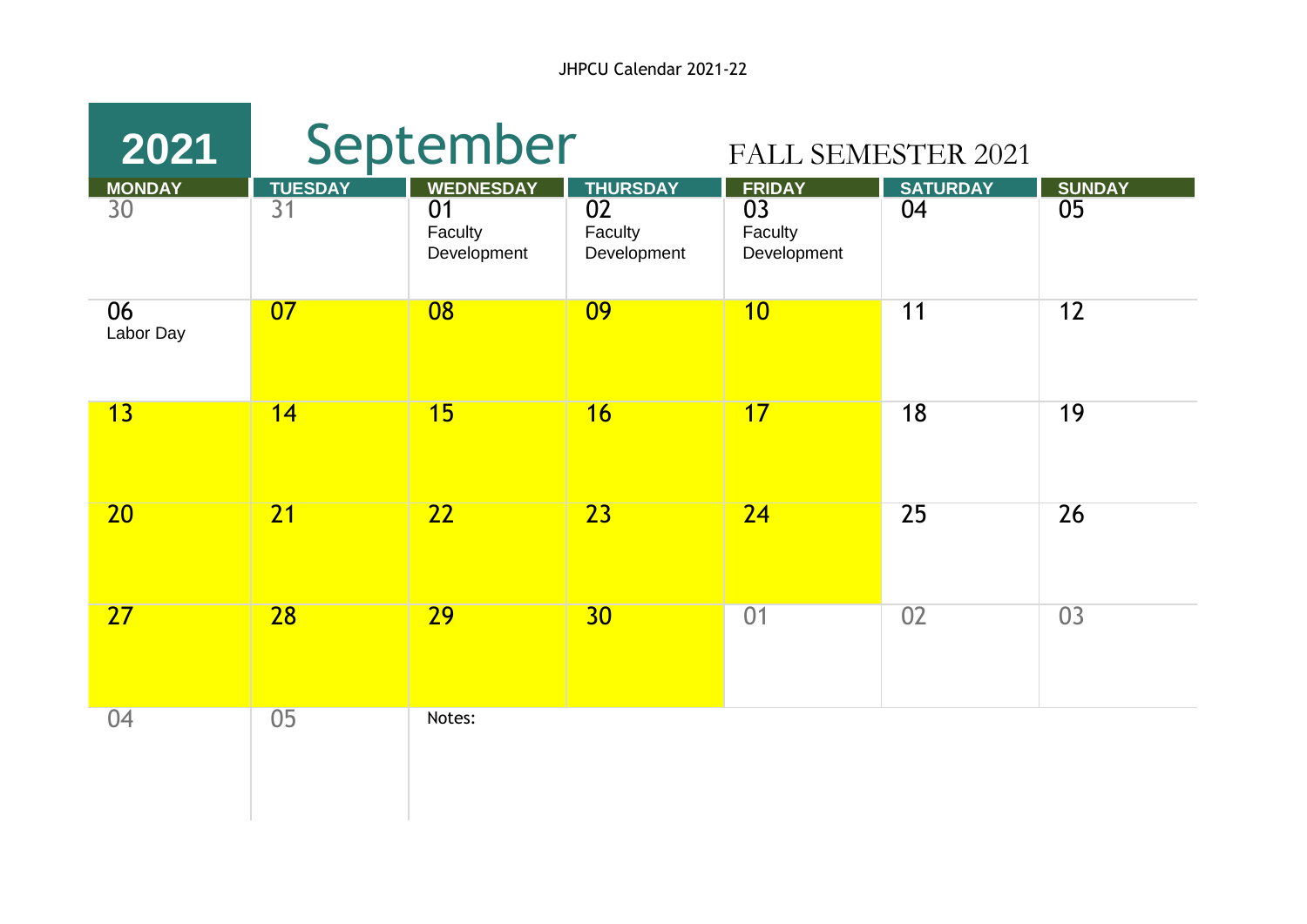JHPCU Calendar 2021-22

# 2021 September

## FALL SEMESTER 2021

| MONDAY | TUESDAY | WEDNESDAY | THURSDAY | FRIDAY | SATURDAY | SUNDAY |
|---|---|---|---|---|---|---|
| 30 | 31 | 01 Faculty Development | 02 Faculty Development | 03 Faculty Development | 04 | 05 |
| 06 Labor Day | 07 | 08 | 09 | 10 | 11 | 12 |
| 13 | 14 | 15 | 16 | 17 | 18 | 19 |
| 20 | 21 | 22 | 23 | 24 | 25 | 26 |
| 27 | 28 | 29 | 30 | 01 | 02 | 03 |
| 04 | 05 | Notes: | | | | |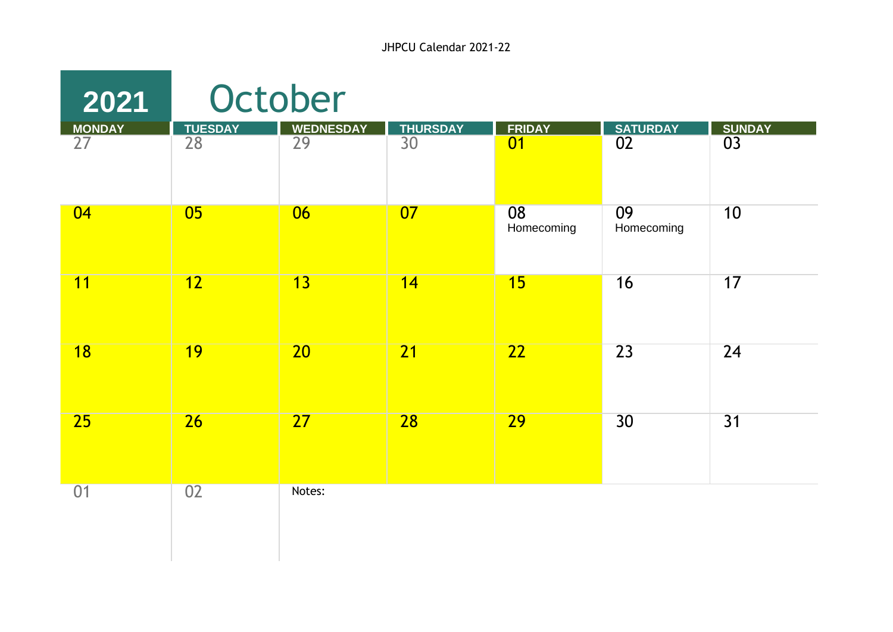JHPCU Calendar 2021-22

# 2021 October

| MONDAY | TUESDAY | WEDNESDAY | THURSDAY | FRIDAY | SATURDAY | SUNDAY |
|---|---|---|---|---|---|---|
| 27 | 28 | 29 | 30 | 01 | 02 | 03 |
| 04 | 05 | 06 | 07 | 08 Homecoming | 09 Homecoming | 10 |
| 11 | 12 | 13 | 14 | 15 | 16 | 17 |
| 18 | 19 | 20 | 21 | 22 | 23 | 24 |
| 25 | 26 | 27 | 28 | 29 | 30 | 31 |
| 01 | 02 | Notes: | | | | |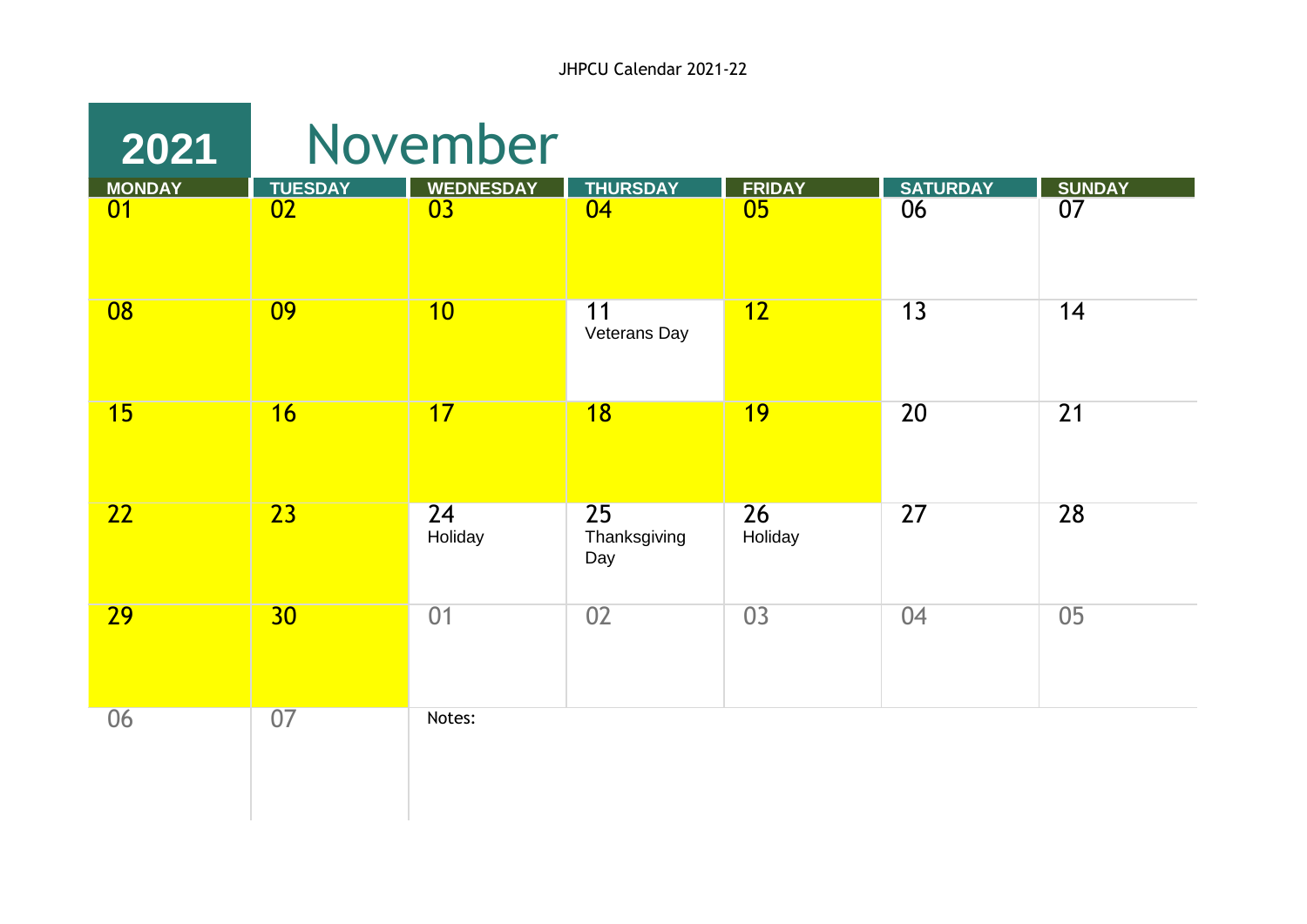# 2021 November

| MONDAY | TUESDAY | WEDNESDAY | THURSDAY | FRIDAY | SATURDAY | SUNDAY |
|---|---|---|---|---|---|---|
| 01 | 02 | 03 | 04 | 05 | 06 | 07 |
| 08 | 09 | 10 | 11 Veterans Day | 12 | 13 | 14 |
| 15 | 16 | 17 | 18 | 19 | 20 | 21 |
| 22 | 23 | 24 Holiday | 25 Thanksgiving Day | 26 Holiday | 27 | 28 |
| 29 | 30 | 01 | 02 | 03 | 04 | 05 |
| 06 | 07 | Notes: | | | | |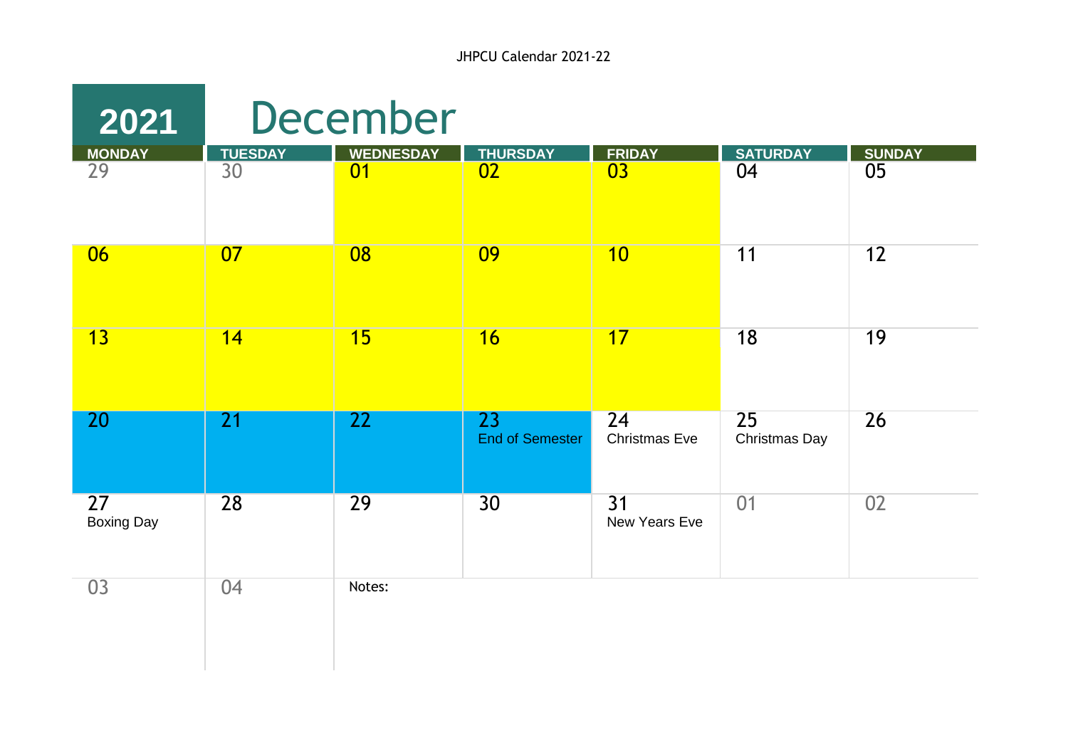# 2021 December

| MONDAY | TUESDAY | WEDNESDAY | THURSDAY | FRIDAY | SATURDAY | SUNDAY |
|---|---|---|---|---|---|---|
| 29 | 30 | 01 | 02 | 03 | 04 | 05 |
| 06 | 07 | 08 | 09 | 10 | 11 | 12 |
| 13 | 14 | 15 | 16 | 17 | 18 | 19 |
| 20 | 21 | 22 | 23 End of Semester | 24 Christmas Eve | 25 Christmas Day | 26 |
| 27 Boxing Day | 28 | 29 | 30 | 31 New Years Eve | 01 | 02 |
| 03 | 04 | Notes: | | | | |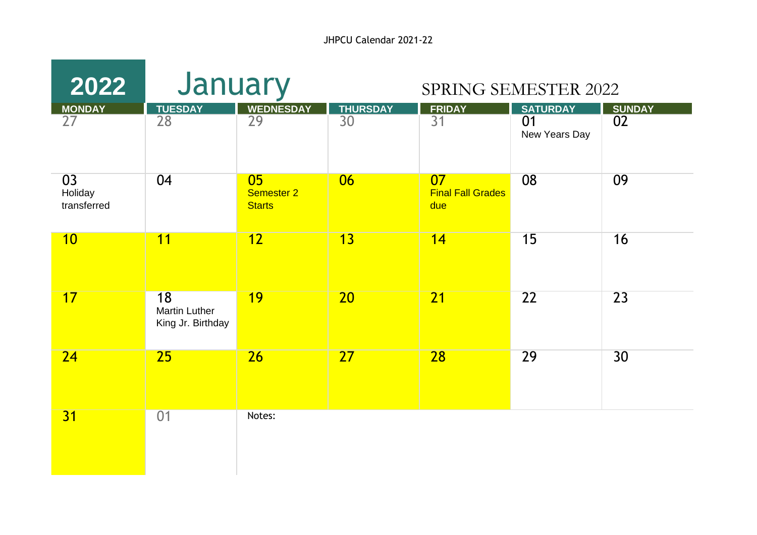JHPCU Calendar 2021-22

# 2022 January

## SPRING SEMESTER 2022

| MONDAY | TUESDAY | WEDNESDAY | THURSDAY | FRIDAY | SATURDAY | SUNDAY |
|---|---|---|---|---|---|---|
| 27 | 28 | 29 | 30 | 31 | 01 New Years Day | 02 |
| 03 Holiday transferred | 04 | 05 Semester 2 Starts | 06 | 07 Final Fall Grades due | 08 | 09 |
| 10 | 11 | 12 | 13 | 14 | 15 | 16 |
| 17 | 18 Martin Luther King Jr. Birthday | 19 | 20 | 21 | 22 | 23 |
| 24 | 25 | 26 | 27 | 28 | 29 | 30 |
| 31 | 01 | Notes: | | | | |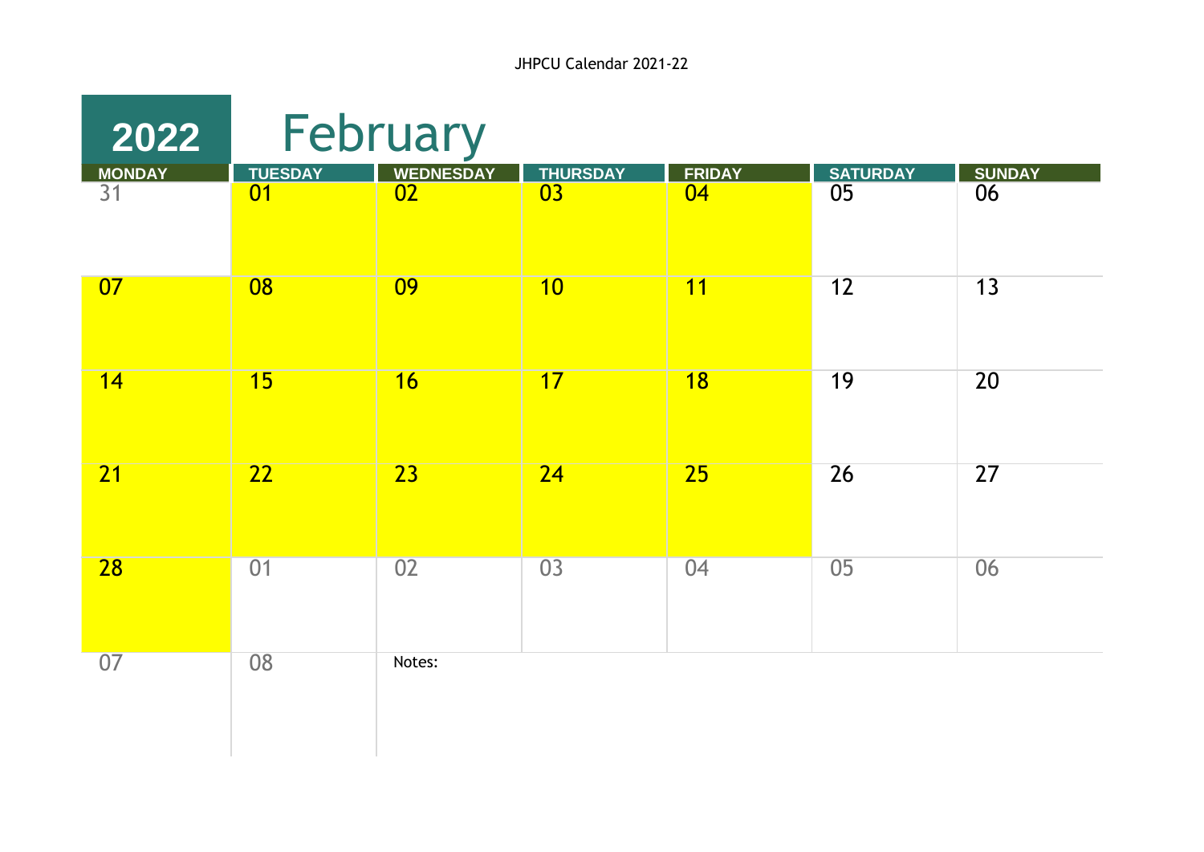# 2022 February

| MONDAY | TUESDAY | WEDNESDAY | THURSDAY | FRIDAY | SATURDAY | SUNDAY |
|---|---|---|---|---|---|---|
| 31 | 01 | 02 | 03 | 04 | 05 | 06 |
| 07 | 08 | 09 | 10 | 11 | 12 | 13 |
| 14 | 15 | 16 | 17 | 18 | 19 | 20 |
| 21 | 22 | 23 | 24 | 25 | 26 | 27 |
| 28 | 01 | 02 | 03 | 04 | 05 | 06 |
| 07 | 08 | Notes: | | | | |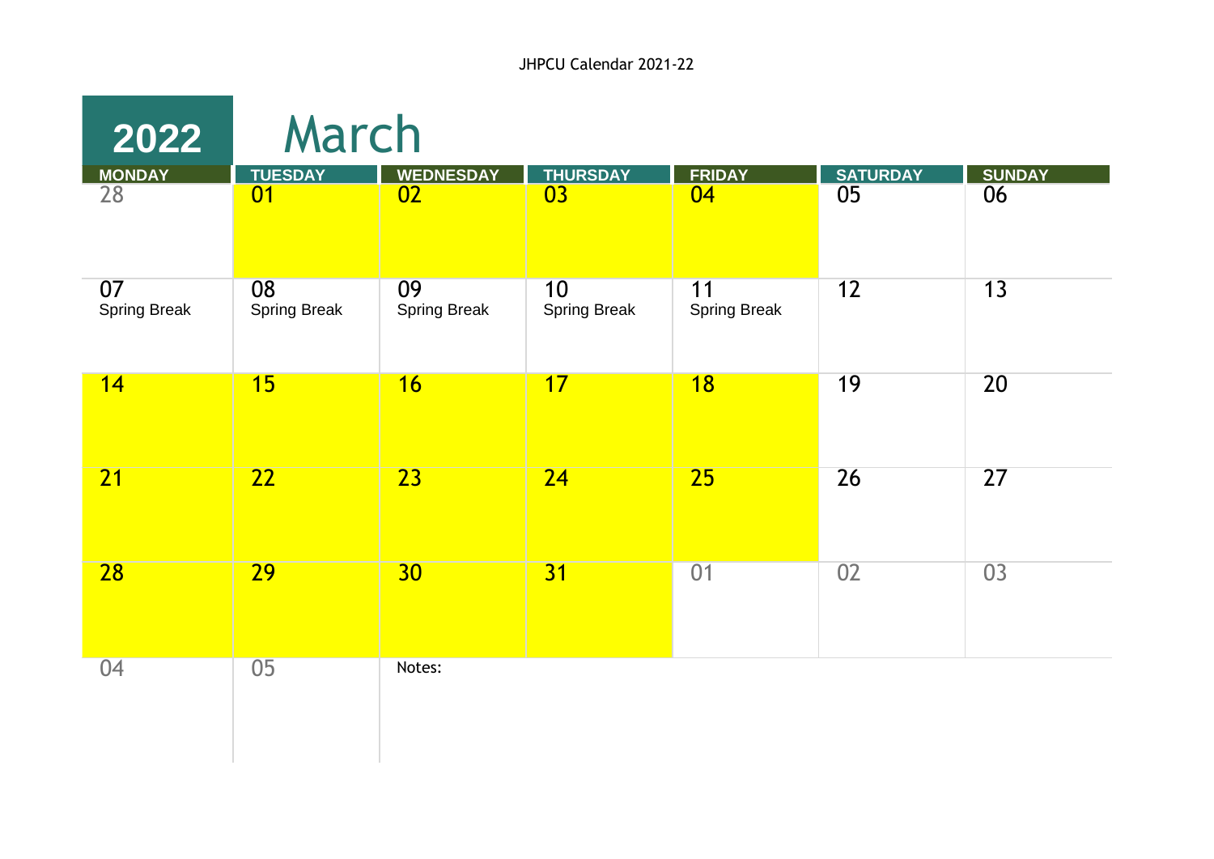JHPCU Calendar 2021-22

# 2022 March

| MONDAY | TUESDAY | WEDNESDAY | THURSDAY | FRIDAY | SATURDAY | SUNDAY |
|---|---|---|---|---|---|---|
| 28 | 01 | 02 | 03 | 04 | 05 | 06 |
| 07 Spring Break | 08 Spring Break | 09 Spring Break | 10 Spring Break | 11 Spring Break | 12 | 13 |
| 14 | 15 | 16 | 17 | 18 | 19 | 20 |
| 21 | 22 | 23 | 24 | 25 | 26 | 27 |
| 28 | 29 | 30 | 31 | 01 | 02 | 03 |
| 04 | 05 | Notes: | | | | |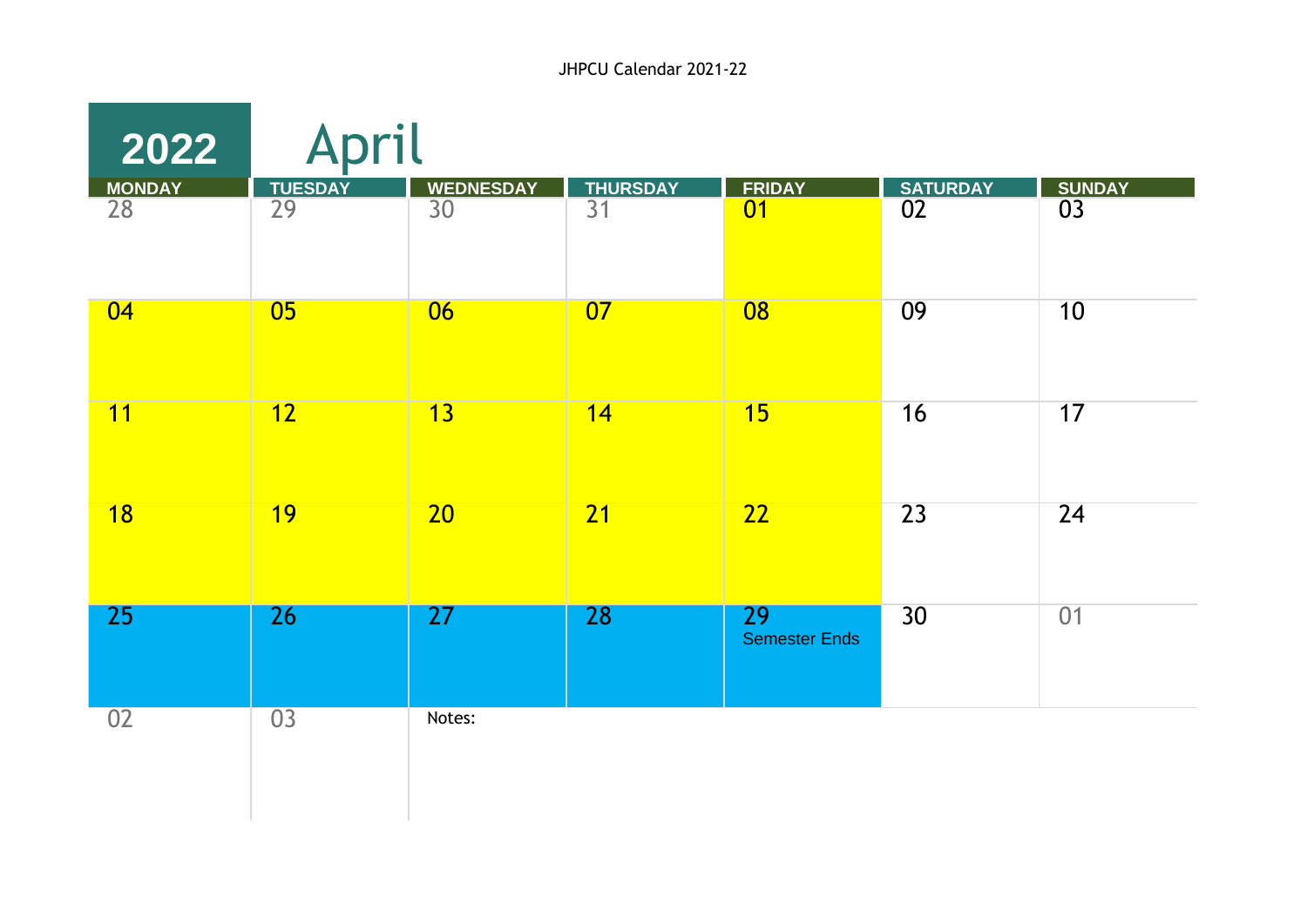# 2022 April

| MONDAY | TUESDAY | WEDNESDAY | THURSDAY | FRIDAY | SATURDAY | SUNDAY |
|---|---|---|---|---|---|---|
| 28 | 29 | 30 | 31 | 01 | 02 | 03 |
| 04 | 05 | 06 | 07 | 08 | 09 | 10 |
| 11 | 12 | 13 | 14 | 15 | 16 | 17 |
| 18 | 19 | 20 | 21 | 22 | 23 | 24 |
| 25 | 26 | 27 | 28 | 29 Semester Ends | 30 | 01 |
| 02 | 03 | Notes: | | | | |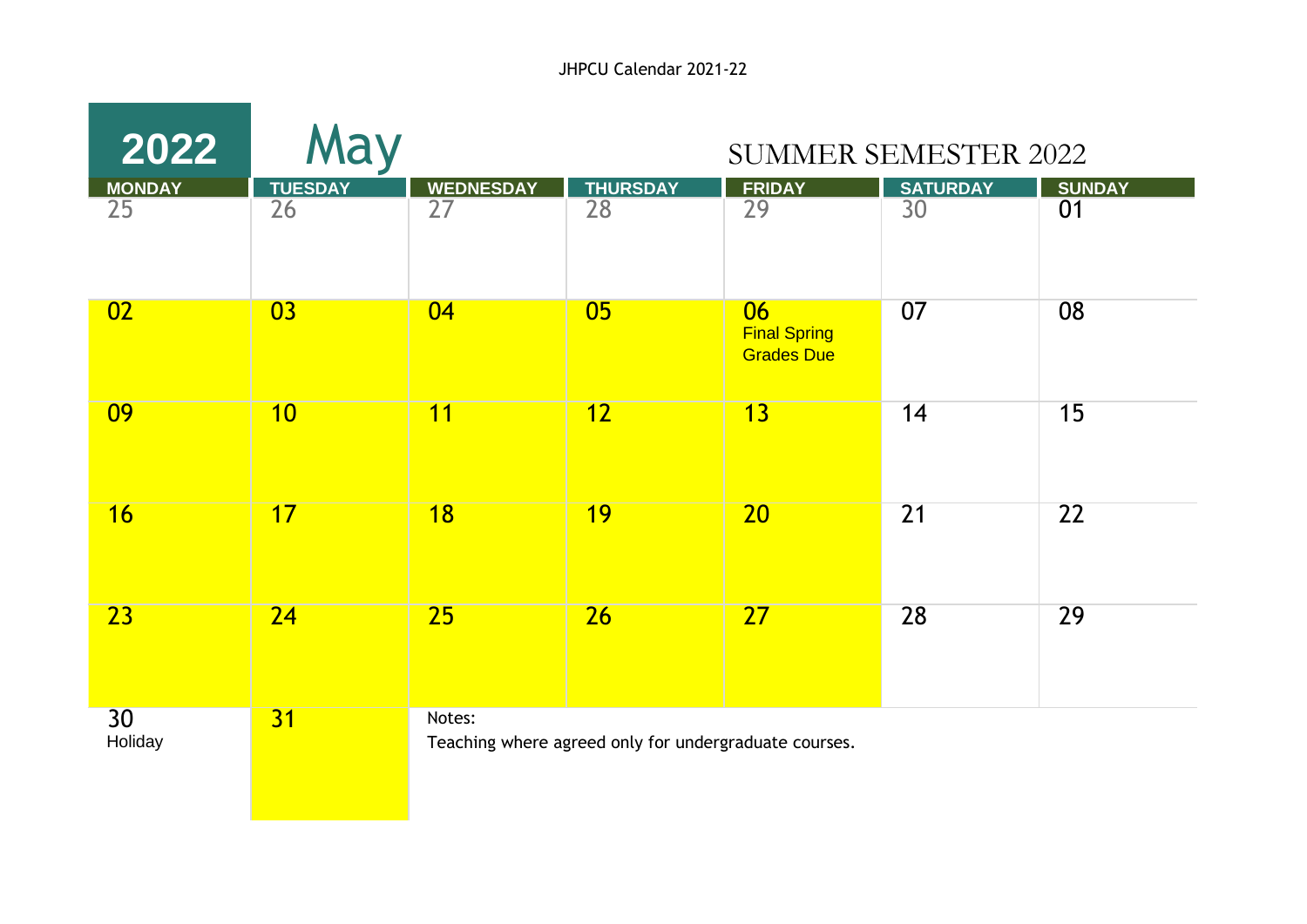JHPCU Calendar 2021-22

# 2022 May

## SUMMER SEMESTER 2022

| MONDAY | TUESDAY | WEDNESDAY | THURSDAY | FRIDAY | SATURDAY | SUNDAY |
|---|---|---|---|---|---|---|
| 25 | 26 | 27 | 28 | 29 | 30 | 01 |
| 02 | 03 | 04 | 05 | 06 Final Spring Grades Due | 07 | 08 |
| 09 | 10 | 11 | 12 | 13 | 14 | 15 |
| 16 | 17 | 18 | 19 | 20 | 21 | 22 |
| 23 | 24 | 25 | 26 | 27 | 28 | 29 |
| 30 Holiday | 31 | | | | | |

Notes:

Teaching where agreed only for undergraduate courses.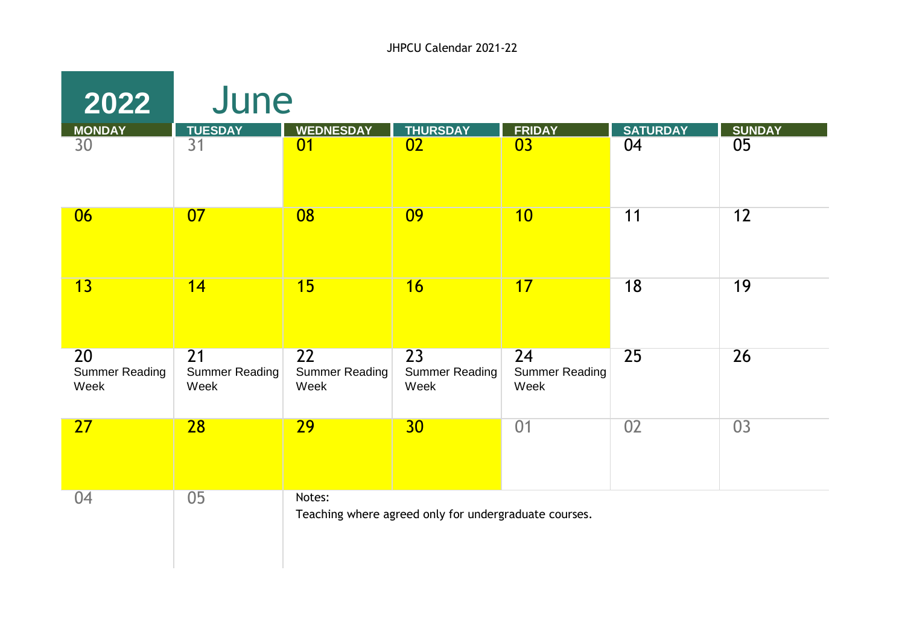JHPCU Calendar 2021-22

# 2022 June

| MONDAY | TUESDAY | WEDNESDAY | THURSDAY | FRIDAY | SATURDAY | SUNDAY |
|---|---|---|---|---|---|---|
| 30 | 31 | 01 | 02 | 03 | 04 | 05 |
| 06 | 07 | 08 | 09 | 10 | 11 | 12 |
| 13 | 14 | 15 | 16 | 17 | 18 | 19 |
| 20 Summer Reading Week | 21 Summer Reading Week | 22 Summer Reading Week | 23 Summer Reading Week | 24 Summer Reading Week | 25 | 26 |
| 27 | 28 | 29 | 30 | 01 | 02 | 03 |
| 04 | 05 | | | | | |

Notes:
Teaching where agreed only for undergraduate courses.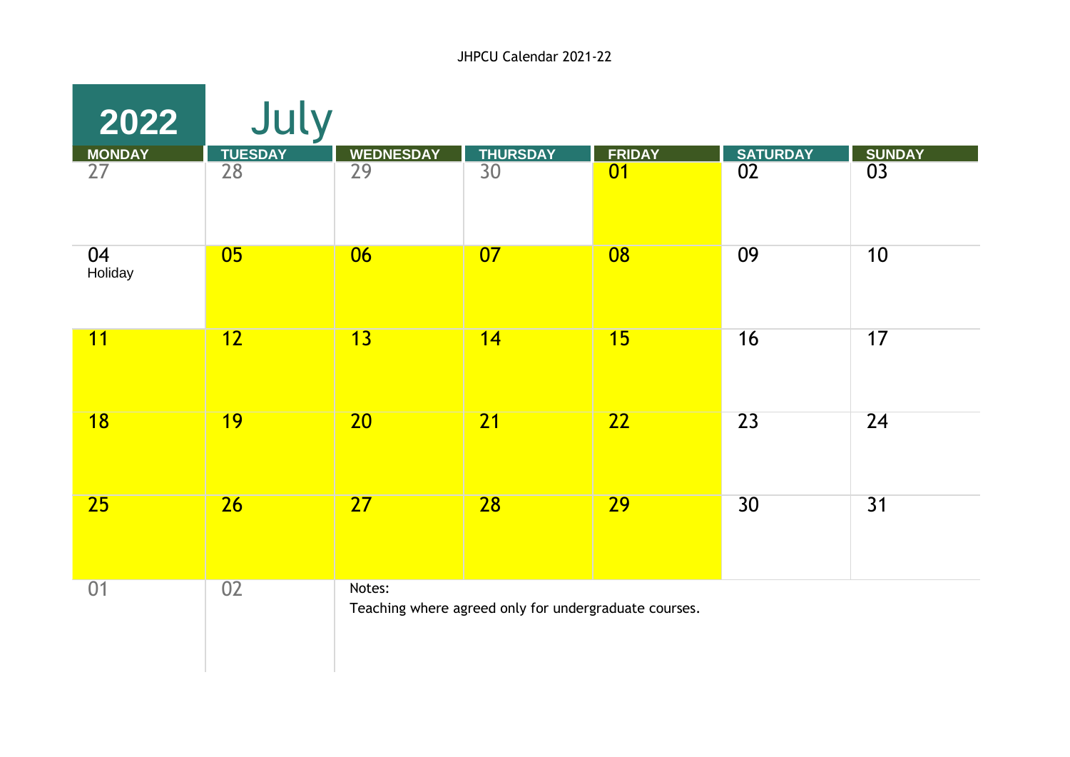JHPCU Calendar 2021-22

# 2022 July

| MONDAY | TUESDAY | WEDNESDAY | THURSDAY | FRIDAY | SATURDAY | SUNDAY |
|---|---|---|---|---|---|---|
| 27 | 28 | 29 | 30 | 01 | 02 | 03 |
| 04 Holiday | 05 | 06 | 07 | 08 | 09 | 10 |
| 11 | 12 | 13 | 14 | 15 | 16 | 17 |
| 18 | 19 | 20 | 21 | 22 | 23 | 24 |
| 25 | 26 | 27 | 28 | 29 | 30 | 31 |
| 01 | 02 | | | | | |

Notes:

Teaching where agreed only for undergraduate courses.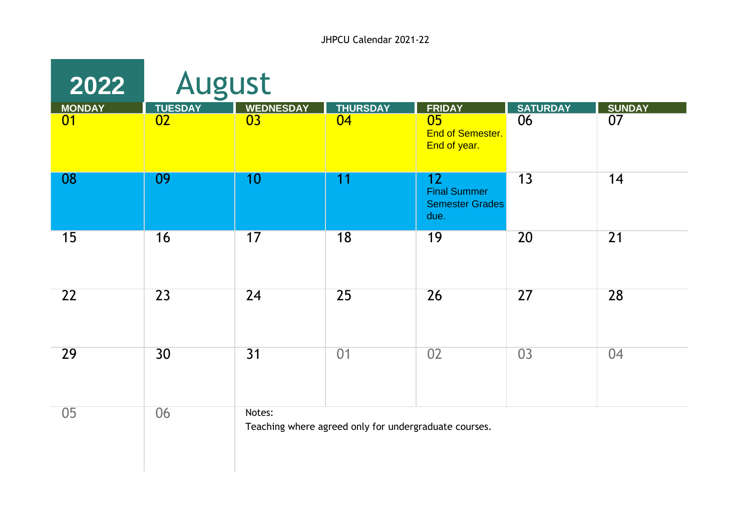# 2022 August

| MONDAY | TUESDAY | WEDNESDAY | THURSDAY | FRIDAY | SATURDAY | SUNDAY |
|---|---|---|---|---|---|---|
| 01 | 02 | 03 | 04 | 05 End of Semester. End of year. | 06 | 07 |
| 08 | 09 | 10 | 11 | 12 Final Summer Semester Grades due. | 13 | 14 |
| 15 | 16 | 17 | 18 | 19 | 20 | 21 |
| 22 | 23 | 24 | 25 | 26 | 27 | 28 |
| 29 | 30 | 31 | 01 | 02 | 03 | 04 |
| 05 | 06 | | | | | |

Notes:

Teaching where agreed only for undergraduate courses.